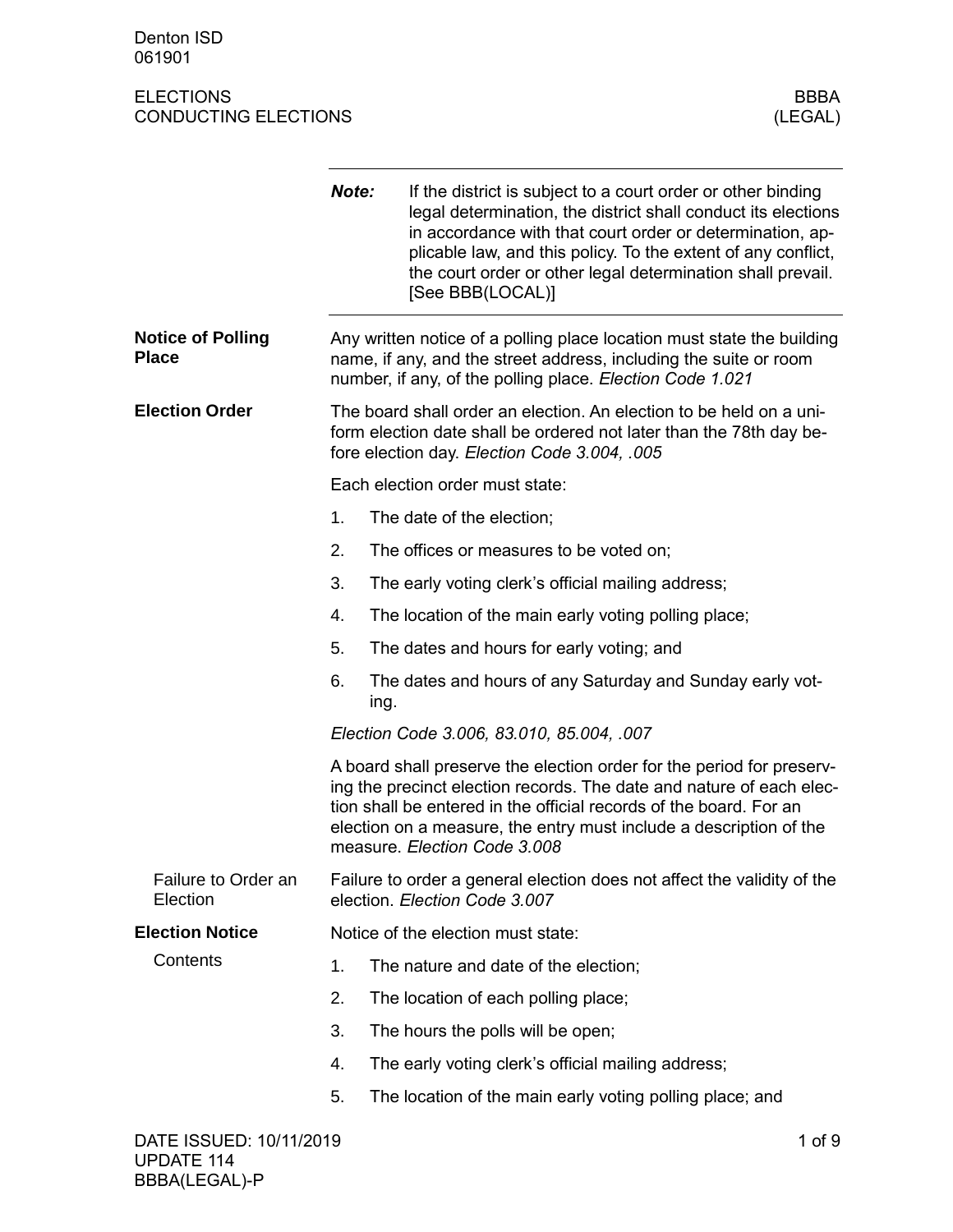Denton ISD
061901

# ELECTIONS
## CONDUCTING ELECTIONS

BBBA
(LEGAL)

---

***Note:*** If the district is subject to a court order or other binding legal determination, the district shall conduct its elections in accordance with that court order or determination, applicable law, and this policy. To the extent of any conflict, the court order or other legal determination shall prevail. [See BBB(LOCAL)]

---

### Notice of Polling Place

Any written notice of a polling place location must state the building name, if any, and the street address, including the suite or room number, if any, of the polling place. *Election Code 1.021*

### Election Order

The board shall order an election. An election to be held on a uniform election date shall be ordered not later than the 78th day before election day. *Election Code 3.004, .005*

Each election order must state:

1. The date of the election;
2. The offices or measures to be voted on;
3. The early voting clerk's official mailing address;
4. The location of the main early voting polling place;
5. The dates and hours for early voting; and
6. The dates and hours of any Saturday and Sunday early voting.

*Election Code 3.006, 83.010, 85.004, .007*

A board shall preserve the election order for the period for preserving the precinct election records. The date and nature of each election shall be entered in the official records of the board. For an election on a measure, the entry must include a description of the measure. *Election Code 3.008*

#### Failure to Order an Election

Failure to order a general election does not affect the validity of the election. *Election Code 3.007*

### Election Notice

#### Contents

Notice of the election must state:

1. The nature and date of the election;
2. The location of each polling place;
3. The hours the polls will be open;
4. The early voting clerk's official mailing address;
5. The location of the main early voting polling place; and

DATE ISSUED: 10/11/2019
UPDATE 114
BBBA(LEGAL)-P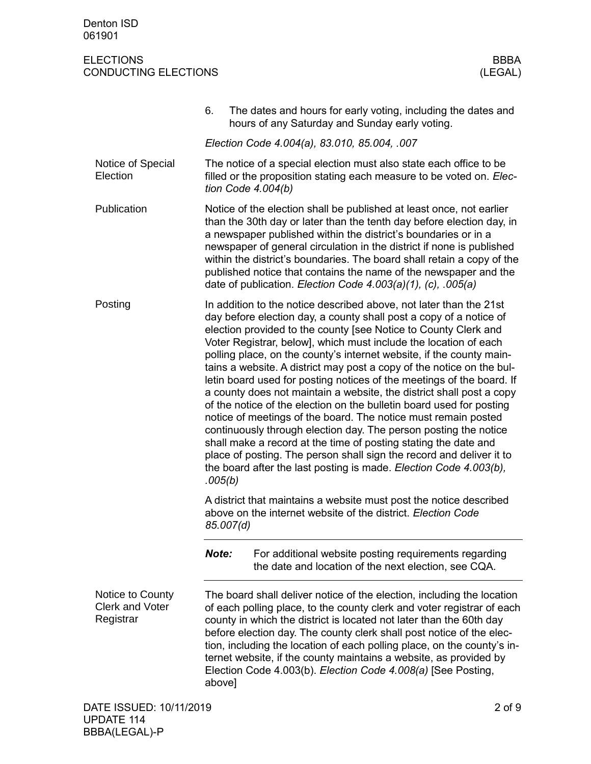6. The dates and hours for early voting, including the dates and hours of any Saturday and Sunday early voting.

*Election Code 4.004(a), 83.010, 85.004, .007*

### Notice of Special Election

The notice of a special election must also state each office to be filled or the proposition stating each measure to be voted on. *Election Code 4.004(b)*

### Publication

Notice of the election shall be published at least once, not earlier than the 30th day or later than the tenth day before election day, in a newspaper published within the district's boundaries or in a newspaper of general circulation in the district if none is published within the district's boundaries. The board shall retain a copy of the published notice that contains the name of the newspaper and the date of publication. *Election Code 4.003(a)(1), (c), .005(a)*

### Posting

In addition to the notice described above, not later than the 21st day before election day, a county shall post a copy of a notice of election provided to the county [see Notice to County Clerk and Voter Registrar, below], which must include the location of each polling place, on the county's internet website, if the county maintains a website. A district may post a copy of the notice on the bulletin board used for posting notices of the meetings of the board. If a county does not maintain a website, the district shall post a copy of the notice of the election on the bulletin board used for posting notice of meetings of the board. The notice must remain posted continuously through election day. The person posting the notice shall make a record at the time of posting stating the date and place of posting. The person shall sign the record and deliver it to the board after the last posting is made. *Election Code 4.003(b), .005(b)*

A district that maintains a website must post the notice described above on the internet website of the district. *Election Code 85.007(d)*

---

***Note:*** For additional website posting requirements regarding the date and location of the next election, see CQA.

---

### Notice to County Clerk and Voter Registrar

The board shall deliver notice of the election, including the location of each polling place, to the county clerk and voter registrar of each county in which the district is located not later than the 60th day before election day. The county clerk shall post notice of the election, including the location of each polling place, on the county's internet website, if the county maintains a website, as provided by Election Code 4.003(b). *Election Code 4.008(a)* [See Posting, above]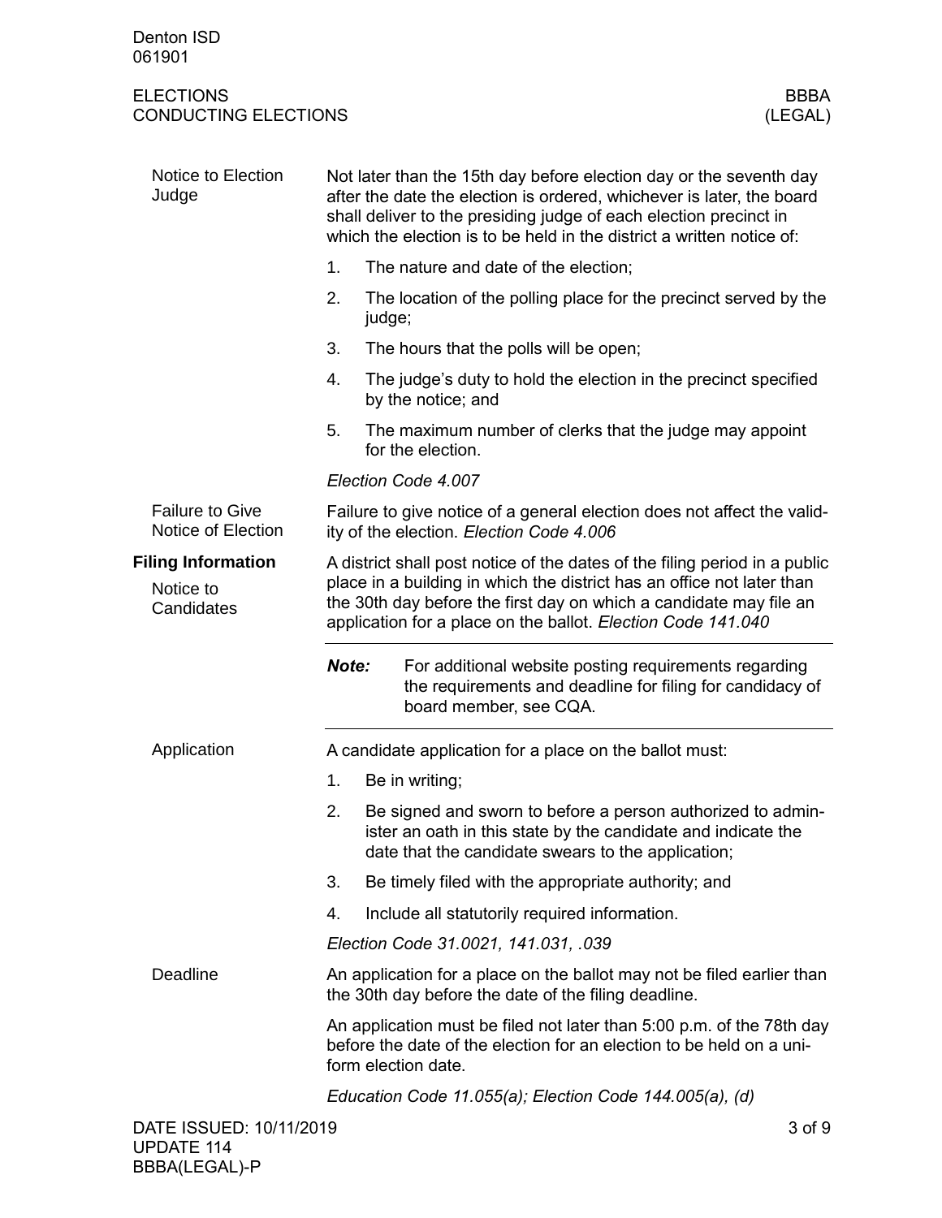#### Notice to Election Judge

Not later than the 15th day before election day or the seventh day after the date the election is ordered, whichever is later, the board shall deliver to the presiding judge of each election precinct in which the election is to be held in the district a written notice of:

1. The nature and date of the election;
2. The location of the polling place for the precinct served by the judge;
3. The hours that the polls will be open;
4. The judge's duty to hold the election in the precinct specified by the notice; and
5. The maximum number of clerks that the judge may appoint for the election.

*Election Code 4.007*

#### Failure to Give Notice of Election

Failure to give notice of a general election does not affect the validity of the election. *Election Code 4.006*

## Filing Information

#### Notice to Candidates

A district shall post notice of the dates of the filing period in a public place in a building in which the district has an office not later than the 30th day before the first day on which a candidate may file an application for a place on the ballot. *Election Code 141.040*

---

***Note:*** For additional website posting requirements regarding the requirements and deadline for filing for candidacy of board member, see CQA.

---

#### Application

A candidate application for a place on the ballot must:

1. Be in writing;
2. Be signed and sworn to before a person authorized to administer an oath in this state by the candidate and indicate the date that the candidate swears to the application;
3. Be timely filed with the appropriate authority; and
4. Include all statutorily required information.

*Election Code 31.0021, 141.031, .039*

#### Deadline

An application for a place on the ballot may not be filed earlier than the 30th day before the date of the filing deadline.

An application must be filed not later than 5:00 p.m. of the 78th day before the date of the election for an election to be held on a uniform election date.

*Education Code 11.055(a); Election Code 144.005(a), (d)*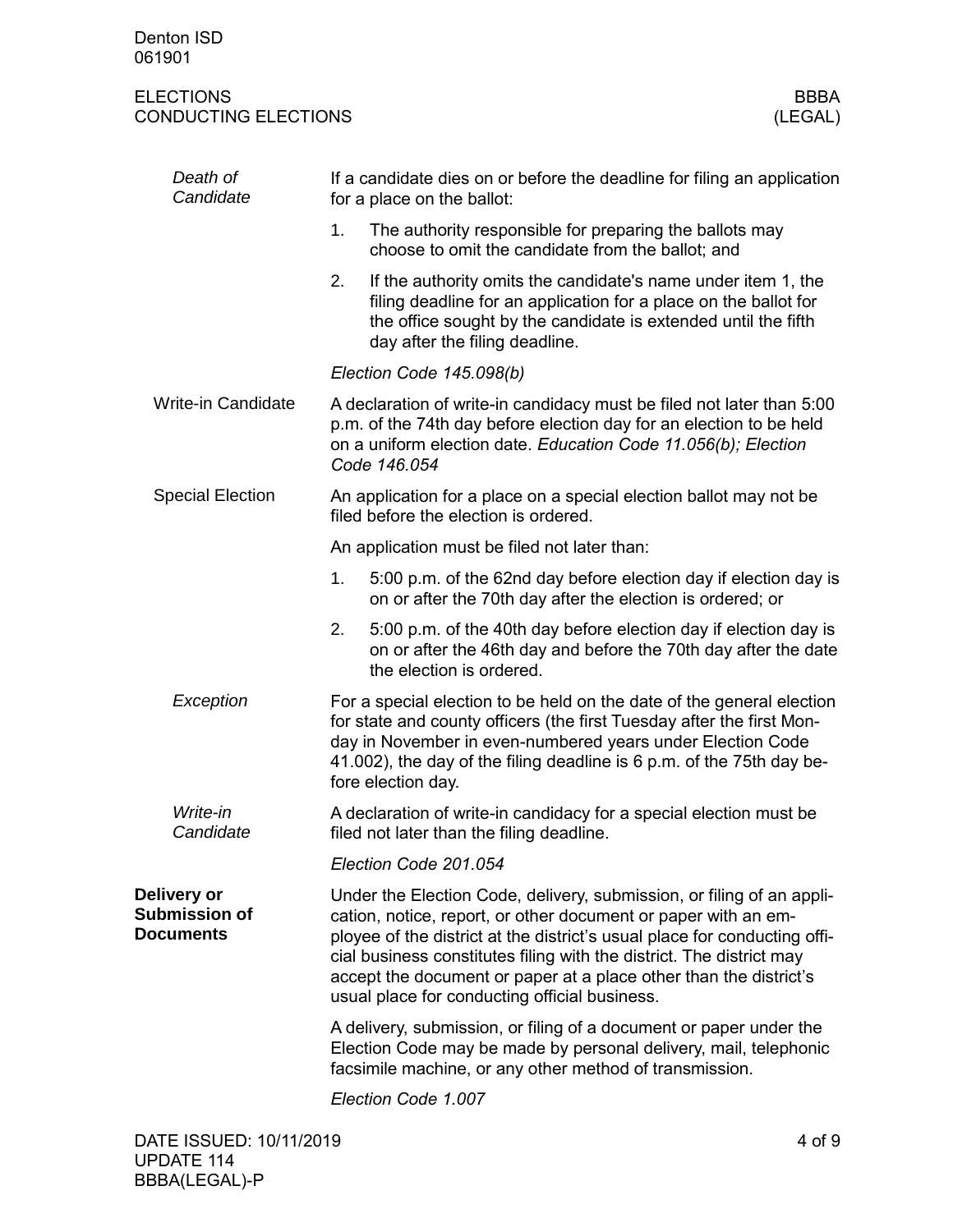**Death of Candidate**

If a candidate dies on or before the deadline for filing an application for a place on the ballot:

1. The authority responsible for preparing the ballots may choose to omit the candidate from the ballot; and
2. If the authority omits the candidate's name under item 1, the filing deadline for an application for a place on the ballot for the office sought by the candidate is extended until the fifth day after the filing deadline.

*Election Code 145.098(b)*

**Write-in Candidate**

A declaration of write-in candidacy must be filed not later than 5:00 p.m. of the 74th day before election day for an election to be held on a uniform election date. *Education Code 11.056(b); Election Code 146.054*

**Special Election**

An application for a place on a special election ballot may not be filed before the election is ordered.

An application must be filed not later than:

1. 5:00 p.m. of the 62nd day before election day if election day is on or after the 70th day after the election is ordered; or
2. 5:00 p.m. of the 40th day before election day if election day is on or after the 46th day and before the 70th day after the date the election is ordered.

*Exception*

For a special election to be held on the date of the general election for state and county officers (the first Tuesday after the first Monday in November in even-numbered years under Election Code 41.002), the day of the filing deadline is 6 p.m. of the 75th day before election day.

*Write-in Candidate*

A declaration of write-in candidacy for a special election must be filed not later than the filing deadline.

*Election Code 201.054*

## Delivery or Submission of Documents

Under the Election Code, delivery, submission, or filing of an application, notice, report, or other document or paper with an employee of the district at the district's usual place for conducting official business constitutes filing with the district. The district may accept the document or paper at a place other than the district's usual place for conducting official business.

A delivery, submission, or filing of a document or paper under the Election Code may be made by personal delivery, mail, telephonic facsimile machine, or any other method of transmission.

*Election Code 1.007*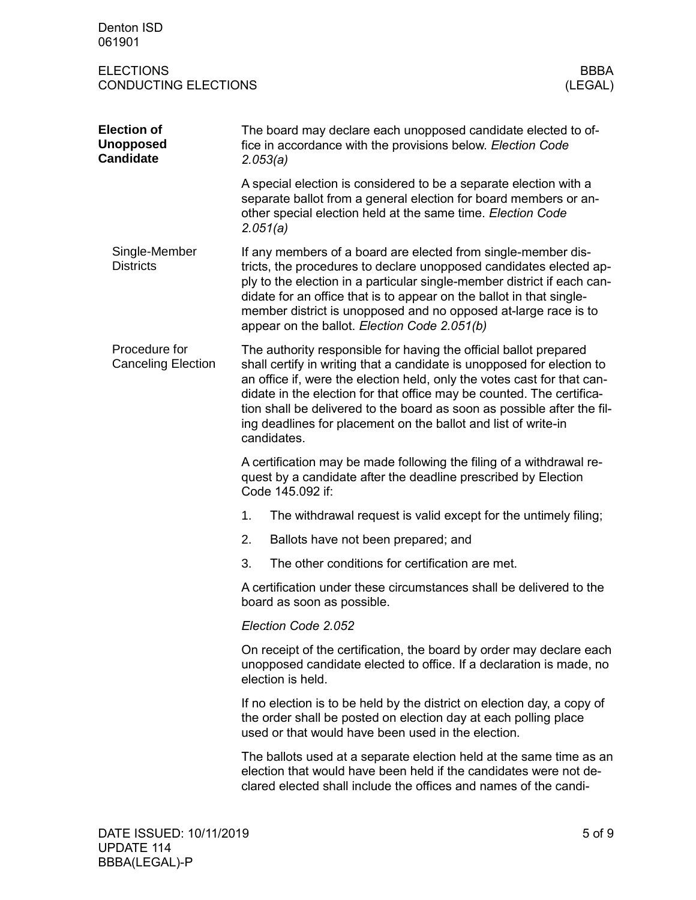## Election of Unopposed Candidate

The board may declare each unopposed candidate elected to office in accordance with the provisions below. *Election Code 2.053(a)*

A special election is considered to be a separate election with a separate ballot from a general election for board members or another special election held at the same time. *Election Code 2.051(a)*

### Single-Member Districts

If any members of a board are elected from single-member districts, the procedures to declare unopposed candidates elected apply to the election in a particular single-member district if each candidate for an office that is to appear on the ballot in that single-member district is unopposed and no opposed at-large race is to appear on the ballot. *Election Code 2.051(b)*

### Procedure for Canceling Election

The authority responsible for having the official ballot prepared shall certify in writing that a candidate is unopposed for election to an office if, were the election held, only the votes cast for that candidate in the election for that office may be counted. The certification shall be delivered to the board as soon as possible after the filing deadlines for placement on the ballot and list of write-in candidates.

A certification may be made following the filing of a withdrawal request by a candidate after the deadline prescribed by Election Code 145.092 if:

1. The withdrawal request is valid except for the untimely filing;
2. Ballots have not been prepared; and
3. The other conditions for certification are met.

A certification under these circumstances shall be delivered to the board as soon as possible.

*Election Code 2.052*

On receipt of the certification, the board by order may declare each unopposed candidate elected to office. If a declaration is made, no election is held.

If no election is to be held by the district on election day, a copy of the order shall be posted on election day at each polling place used or that would have been used in the election.

The ballots used at a separate election held at the same time as an election that would have been held if the candidates were not declared elected shall include the offices and names of the candi-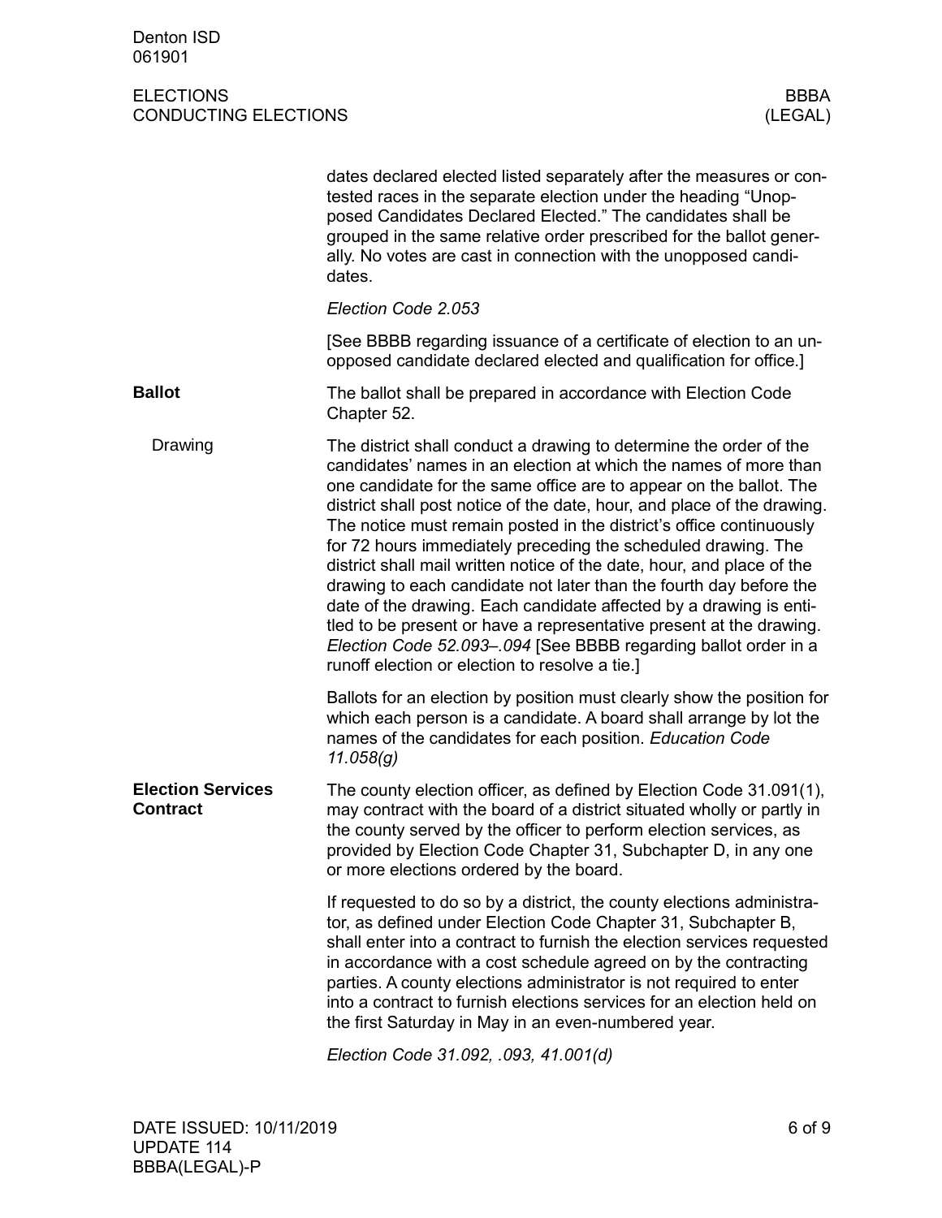dates declared elected listed separately after the measures or contested races in the separate election under the heading "Unopposed Candidates Declared Elected." The candidates shall be grouped in the same relative order prescribed for the ballot generally. No votes are cast in connection with the unopposed candidates.

*Election Code 2.053*

[See BBBB regarding issuance of a certificate of election to an unopposed candidate declared elected and qualification for office.]

## Ballot

The ballot shall be prepared in accordance with Election Code Chapter 52.

### Drawing

The district shall conduct a drawing to determine the order of the candidates' names in an election at which the names of more than one candidate for the same office are to appear on the ballot. The district shall post notice of the date, hour, and place of the drawing. The notice must remain posted in the district's office continuously for 72 hours immediately preceding the scheduled drawing. The district shall mail written notice of the date, hour, and place of the drawing to each candidate not later than the fourth day before the date of the drawing. Each candidate affected by a drawing is entitled to be present or have a representative present at the drawing. *Election Code 52.093–.094* [See BBBB regarding ballot order in a runoff election or election to resolve a tie.]

Ballots for an election by position must clearly show the position for which each person is a candidate. A board shall arrange by lot the names of the candidates for each position. *Education Code 11.058(g)*

## Election Services Contract

The county election officer, as defined by Election Code 31.091(1), may contract with the board of a district situated wholly or partly in the county served by the officer to perform election services, as provided by Election Code Chapter 31, Subchapter D, in any one or more elections ordered by the board.

If requested to do so by a district, the county elections administrator, as defined under Election Code Chapter 31, Subchapter B, shall enter into a contract to furnish the election services requested in accordance with a cost schedule agreed on by the contracting parties. A county elections administrator is not required to enter into a contract to furnish elections services for an election held on the first Saturday in May in an even-numbered year.

*Election Code 31.092, .093, 41.001(d)*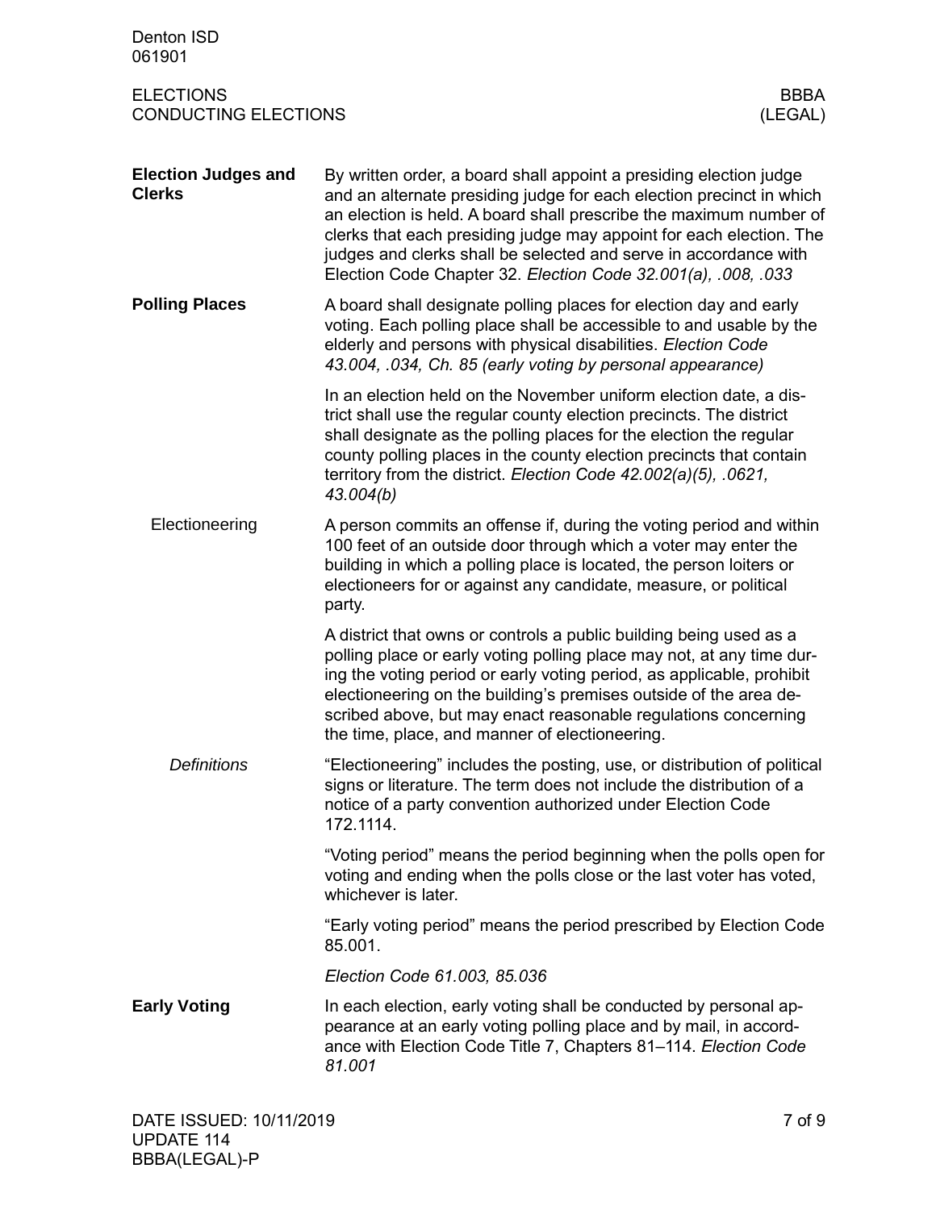### Election Judges and Clerks

By written order, a board shall appoint a presiding election judge and an alternate presiding judge for each election precinct in which an election is held. A board shall prescribe the maximum number of clerks that each presiding judge may appoint for each election. The judges and clerks shall be selected and serve in accordance with Election Code Chapter 32. *Election Code 32.001(a), .008, .033*

### Polling Places

A board shall designate polling places for election day and early voting. Each polling place shall be accessible to and usable by the elderly and persons with physical disabilities. *Election Code 43.004, .034, Ch. 85 (early voting by personal appearance)*

In an election held on the November uniform election date, a district shall use the regular county election precincts. The district shall designate as the polling places for the election the regular county polling places in the county election precincts that contain territory from the district. *Election Code 42.002(a)(5), .0621, 43.004(b)*

#### Electioneering

A person commits an offense if, during the voting period and within 100 feet of an outside door through which a voter may enter the building in which a polling place is located, the person loiters or electioneers for or against any candidate, measure, or political party.

A district that owns or controls a public building being used as a polling place or early voting polling place may not, at any time during the voting period or early voting period, as applicable, prohibit electioneering on the building's premises outside of the area described above, but may enact reasonable regulations concerning the time, place, and manner of electioneering.

##### *Definitions*

"Electioneering" includes the posting, use, or distribution of political signs or literature. The term does not include the distribution of a notice of a party convention authorized under Election Code 172.1114.

"Voting period" means the period beginning when the polls open for voting and ending when the polls close or the last voter has voted, whichever is later.

"Early voting period" means the period prescribed by Election Code 85.001.

*Election Code 61.003, 85.036*

### Early Voting

In each election, early voting shall be conducted by personal appearance at an early voting polling place and by mail, in accordance with Election Code Title 7, Chapters 81–114. *Election Code 81.001*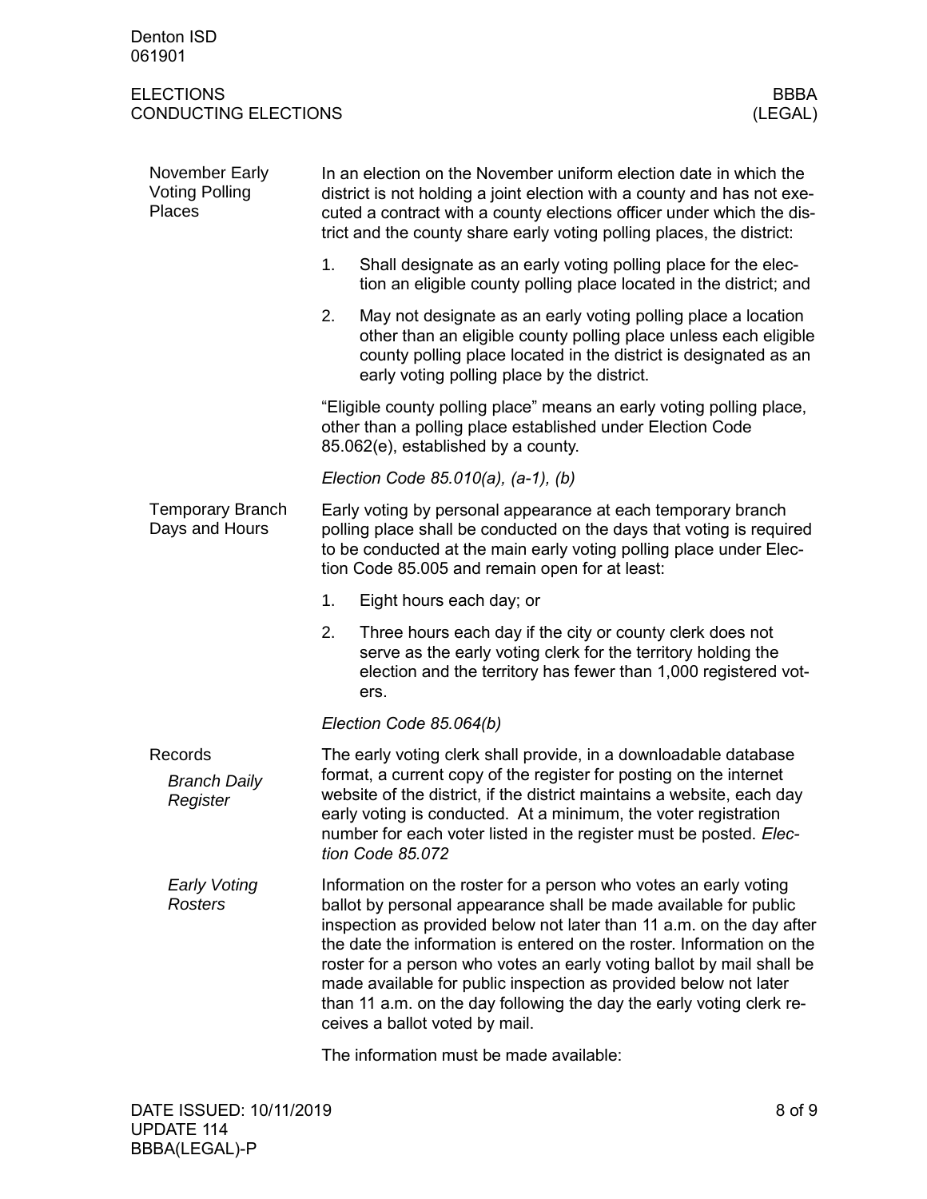**November Early Voting Polling Places**

In an election on the November uniform election date in which the district is not holding a joint election with a county and has not executed a contract with a county elections officer under which the district and the county share early voting polling places, the district:

1. Shall designate as an early voting polling place for the election an eligible county polling place located in the district; and
2. May not designate as an early voting polling place a location other than an eligible county polling place unless each eligible county polling place located in the district is designated as an early voting polling place by the district.

"Eligible county polling place" means an early voting polling place, other than a polling place established under Election Code 85.062(e), established by a county.

*Election Code 85.010(a), (a-1), (b)*

**Temporary Branch Days and Hours**

Early voting by personal appearance at each temporary branch polling place shall be conducted on the days that voting is required to be conducted at the main early voting polling place under Election Code 85.005 and remain open for at least:

1. Eight hours each day; or
2. Three hours each day if the city or county clerk does not serve as the early voting clerk for the territory holding the election and the territory has fewer than 1,000 registered voters.

*Election Code 85.064(b)*

**Records**

***Branch Daily Register***

The early voting clerk shall provide, in a downloadable database format, a current copy of the register for posting on the internet website of the district, if the district maintains a website, each day early voting is conducted. At a minimum, the voter registration number for each voter listed in the register must be posted. *Election Code 85.072*

***Early Voting Rosters***

Information on the roster for a person who votes an early voting ballot by personal appearance shall be made available for public inspection as provided below not later than 11 a.m. on the day after the date the information is entered on the roster. Information on the roster for a person who votes an early voting ballot by mail shall be made available for public inspection as provided below not later than 11 a.m. on the day following the day the early voting clerk receives a ballot voted by mail.

The information must be made available: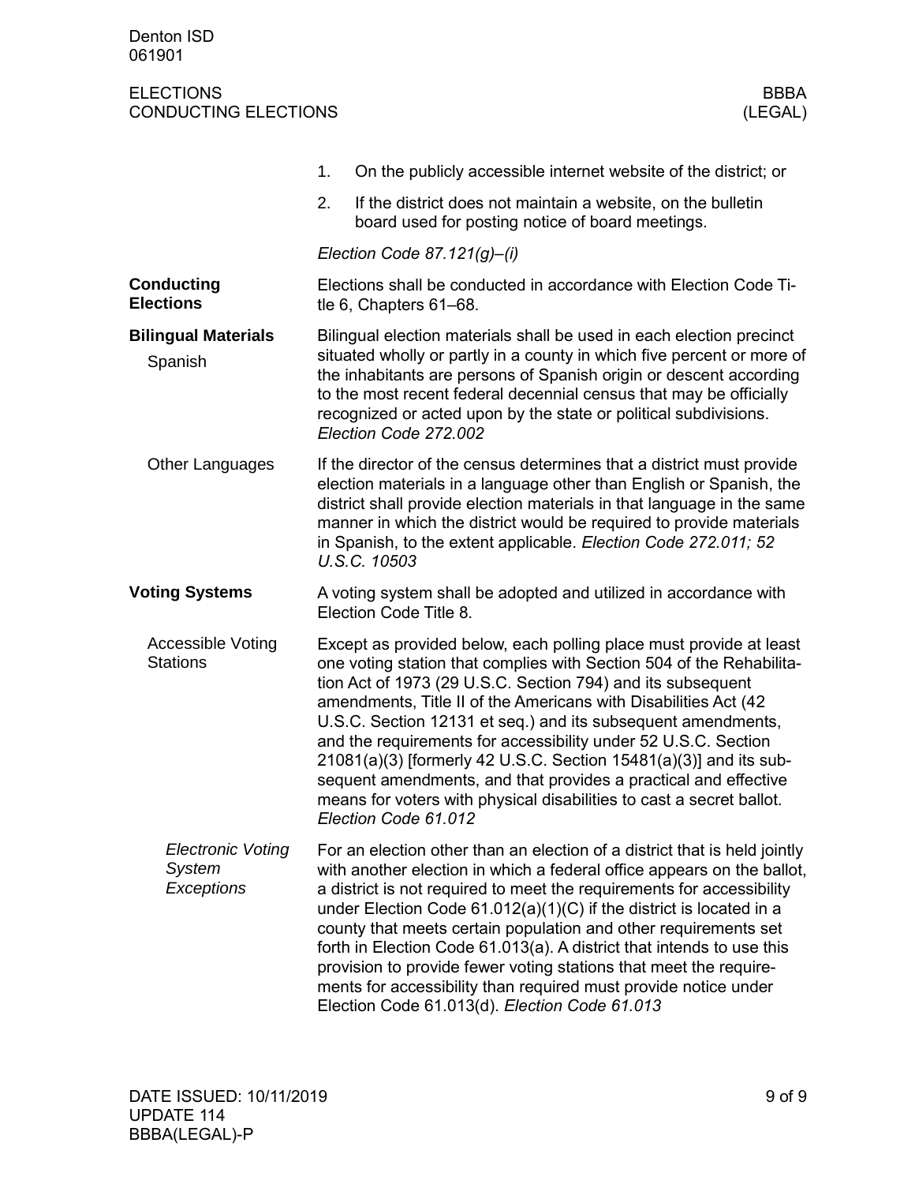1. On the publicly accessible internet website of the district; or
2. If the district does not maintain a website, on the bulletin board used for posting notice of board meetings.

*Election Code 87.121(g)–(i)*

## Conducting Elections

Elections shall be conducted in accordance with Election Code Title 6, Chapters 61–68.

## Bilingual Materials

### Spanish

Bilingual election materials shall be used in each election precinct situated wholly or partly in a county in which five percent or more of the inhabitants are persons of Spanish origin or descent according to the most recent federal decennial census that may be officially recognized or acted upon by the state or political subdivisions. *Election Code 272.002*

### Other Languages

If the director of the census determines that a district must provide election materials in a language other than English or Spanish, the district shall provide election materials in that language in the same manner in which the district would be required to provide materials in Spanish, to the extent applicable. *Election Code 272.011; 52 U.S.C. 10503*

## Voting Systems

A voting system shall be adopted and utilized in accordance with Election Code Title 8.

### Accessible Voting Stations

Except as provided below, each polling place must provide at least one voting station that complies with Section 504 of the Rehabilitation Act of 1973 (29 U.S.C. Section 794) and its subsequent amendments, Title II of the Americans with Disabilities Act (42 U.S.C. Section 12131 et seq.) and its subsequent amendments, and the requirements for accessibility under 52 U.S.C. Section 21081(a)(3) [formerly 42 U.S.C. Section 15481(a)(3)] and its subsequent amendments, and that provides a practical and effective means for voters with physical disabilities to cast a secret ballot. *Election Code 61.012*

#### *Electronic Voting System Exceptions*

For an election other than an election of a district that is held jointly with another election in which a federal office appears on the ballot, a district is not required to meet the requirements for accessibility under Election Code 61.012(a)(1)(C) if the district is located in a county that meets certain population and other requirements set forth in Election Code 61.013(a). A district that intends to use this provision to provide fewer voting stations that meet the requirements for accessibility than required must provide notice under Election Code 61.013(d). *Election Code 61.013*